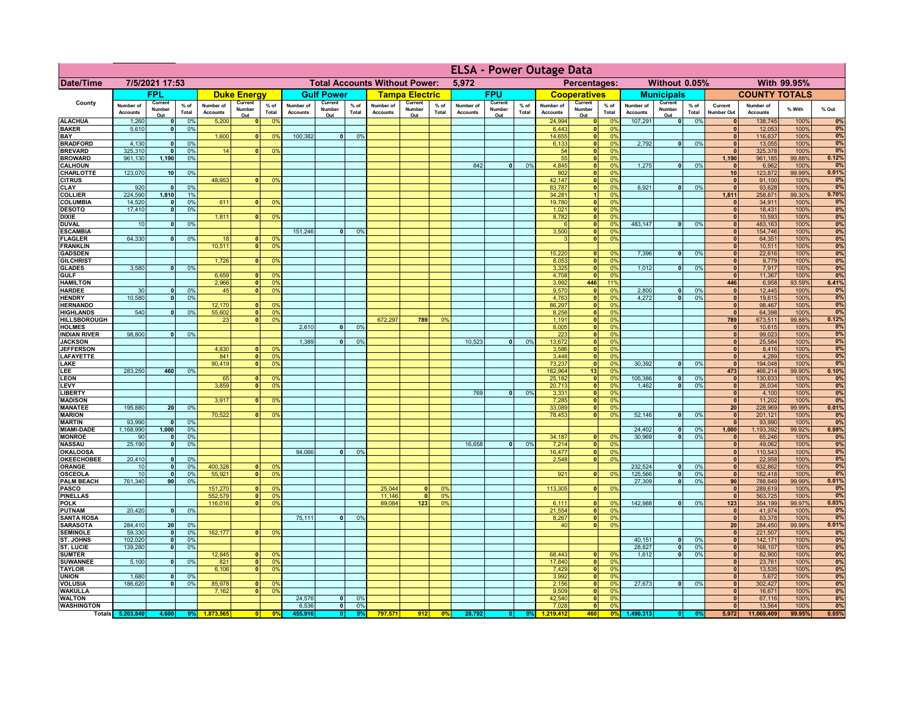# ELSA - Power Outage Data

| Date/Time | 7/5/2021 17:53 | Total Accounts Without Power: | 5,972 | Percentages: | Without 0.05% | With 99.95% |
|---|---|---|---|---|---|---|

| County | FPL | | | Duke Energy | | | Gulf Power | | | Tampa Electric | | | FPU | | | Cooperatives | | | Municipals | | | COUNTY TOTALS | | | |
|---|---|---|---|---|---|---|---|---|---|---|---|---|---|---|---|---|---|---|---|---|---|---|---|---|---|
| | Number of Accounts | Current Number Out | % of Total | Number of Accounts | Current Number Out | % of Total | Number of Accounts | Current Number Out | % of Total | Number of Accounts | Current Number Out | % of Total | Number of Accounts | Current Number Out | % of Total | Number of Accounts | Current Number Out | % of Total | Number of Accounts | Current Number Out | % of Total | Current Number Out | Number of Accounts | % With | % Out |
| ALACHUA | 1,260 | 0 | 0% | 5,200 | 0 | 0% | | | | | | | | | | 24,994 | 0 | 0% | 107,291 | 0 | 0% | 0 | 138,745 | 100% | 0% |
| BAKER | 5,610 | 0 | 0% | | | | | | | | | | | | | 6,443 | 0 | 0% | | | | 0 | 12,053 | 100% | 0% |
| BAY | | | | 1,600 | 0 | 0% | 100,382 | 0 | 0% | | | | | | | 14,655 | 0 | 0% | | | | 0 | 116,637 | 100% | 0% |
| BRADFORD | 4,130 | 0 | 0% | | | | | | | | | | | | | 6,133 | 0 | 0% | 2,792 | 0 | 0% | 0 | 13,055 | 100% | 0% |
| BREVARD | 325,310 | 0 | 0% | 14 | 0 | 0% | | | | | | | | | | 54 | 0 | 0% | | | | 0 | 325,378 | 100% | 0% |
| BROWARD | 961,130 | 1,190 | 0% | | | | | | | | | | | | | 55 | 0 | 0% | | | | 1,190 | 961,185 | 99.88% | 0.12% |
| CALHOUN | | | | | | | | | | | | | 842 | 0 | 0% | 4,845 | 0 | 0% | 1,275 | 0 | 0% | 0 | 6,962 | 100% | 0% |
| CHARLOTTE | 123,070 | 10 | 0% | | | | | | | | | | | | | 802 | 0 | 0% | | | | 10 | 123,872 | 99.99% | 0.01% |
| CITRUS | | | | 48,953 | 0 | 0% | | | | | | | | | | 42,147 | 0 | 0% | | | | 0 | 91,100 | 100% | 0% |
| CLAY | 920 | 0 | 0% | | | | | | | | | | | | | 83,787 | 0 | 0% | 8,921 | 0 | 0% | 0 | 93,628 | 100% | 0% |
| COLLIER | 224,590 | 1,810 | 1% | | | | | | | | | | | | | 34,281 | 1 | 0% | | | | 1,811 | 258,871 | 99.30% | 0.70% |
| COLUMBIA | 14,520 | 0 | 0% | 611 | 0 | 0% | | | | | | | | | | 19,780 | 0 | 0% | | | | 0 | 34,911 | 100% | 0% |
| DESOTO | 17,410 | 0 | 0% | | | | | | | | | | | | | 1,021 | 0 | 0% | | | | 0 | 18,431 | 100% | 0% |
| DIXIE | | | | 1,811 | 0 | 0% | | | | | | | | | | 8,782 | 0 | 0% | | | | 0 | 10,593 | 100% | 0% |
| DUVAL | 10 | 0 | 0% | | | | | | | | | | | | | 6 | 0 | 0% | 483,147 | 0 | 0% | 0 | 483,163 | 100% | 0% |
| ESCAMBIA | | | | | | | 151,246 | 0 | 0% | | | | | | | 3,500 | 0 | 0% | | | | 0 | 154,746 | 100% | 0% |
| FLAGLER | 64,330 | 0 | 0% | 18 | 0 | 0% | | | | | | | | | | 3 | 0 | 0% | | | | 0 | 64,351 | 100% | 0% |
| FRANKLIN | | | | 10,511 | 0 | 0% | | | | | | | | | | | | | | | | 0 | 10,511 | 100% | 0% |
| GADSDEN | | | | | | | | | | | | | | | | 15,220 | 0 | 0% | 7,396 | 0 | 0% | 0 | 22,616 | 100% | 0% |
| GILCHRIST | | | | 1,726 | 0 | 0% | | | | | | | | | | 8,053 | 0 | 0% | | | | 0 | 9,779 | 100% | 0% |
| GLADES | 3,580 | 0 | 0% | | | | | | | | | | | | | 3,325 | 0 | 0% | 1,012 | 0 | 0% | 0 | 7,917 | 100% | 0% |
| GULF | | | | 6,659 | 0 | 0% | | | | | | | | | | 4,708 | 0 | 0% | | | | 0 | 11,367 | 100% | 0% |
| HAMILTON | | | | 2,966 | 0 | 0% | | | | | | | | | | 3,992 | 446 | 11% | | | | 446 | 6,958 | 93.59% | 6.41% |
| HARDEE | 30 | 0 | 0% | 45 | 0 | 0% | | | | | | | | | | 9,570 | 0 | 0% | 2,800 | 0 | 0% | 0 | 12,445 | 100% | 0% |
| HENDRY | 10,580 | 0 | 0% | | | | | | | | | | | | | 4,763 | 0 | 0% | 4,272 | 0 | 0% | 0 | 19,615 | 100% | 0% |
| HERNANDO | | | | 12,170 | 0 | 0% | | | | | | | | | | 86,297 | 0 | 0% | | | | 0 | 98,467 | 100% | 0% |
| HIGHLANDS | 540 | 0 | 0% | 55,602 | 0 | 0% | | | | | | | | | | 8,256 | 0 | 0% | | | | 0 | 64,398 | 100% | 0% |
| HILLSBOROUGH | | | | 23 | 0 | 0% | | | | 672,297 | 789 | 0% | | | | 1,191 | 0 | 0% | | | | 789 | 673,511 | 99.88% | 0.12% |
| HOLMES | | | | | | | 2,610 | 0 | 0% | | | | | | | 8,005 | 0 | 0% | | | | 0 | 10,615 | 100% | 0% |
| INDIAN RIVER | 98,800 | 0 | 0% | | | | | | | | | | | | | 223 | 0 | 0% | | | | 0 | 99,023 | 100% | 0% |
| JACKSON | | | | | | | 1,389 | 0 | 0% | | | | 10,523 | 0 | 0% | 13,672 | 0 | 0% | | | | 0 | 25,584 | 100% | 0% |
| JEFFERSON | | | | 4,830 | 0 | 0% | | | | | | | | | | 3,586 | 0 | 0% | | | | 0 | 8,416 | 100% | 0% |
| LAFAYETTE | | | | 841 | 0 | 0% | | | | | | | | | | 3,448 | 0 | 0% | | | | 0 | 4,289 | 100% | 0% |
| LAKE | | | | 90,419 | 0 | 0% | | | | | | | | | | 73,237 | 0 | 0% | 30,392 | 0 | 0% | 0 | 194,048 | 100% | 0% |
| LEE | 283,250 | 460 | 0% | | | | | | | | | | | | | 182,964 | 13 | 0% | | | | 473 | 466,214 | 99.90% | 0.10% |
| LEON | | | | 65 | 0 | 0% | | | | | | | | | | 25,182 | 0 | 0% | 105,386 | 0 | 0% | 0 | 130,633 | 100% | 0% |
| LEVY | | | | 3,859 | 0 | 0% | | | | | | | | | | 20,713 | 0 | 0% | 1,462 | 0 | 0% | 0 | 26,034 | 100% | 0% |
| LIBERTY | | | | | | | | | | | | | 769 | 0 | 0% | 3,331 | 0 | 0% | | | | 0 | 4,100 | 100% | 0% |
| MADISON | | | | 3,917 | 0 | 0% | | | | | | | | | | 7,285 | 0 | 0% | | | | 0 | 11,202 | 100% | 0% |
| MANATEE | 195,880 | 20 | 0% | | | | | | | | | | | | | 33,089 | 0 | 0% | | | | 20 | 228,969 | 99.99% | 0.01% |
| MARION | | | | 70,522 | 0 | 0% | | | | | | | | | | 78,453 | 0 | 0% | 52,146 | 0 | 0% | 0 | 201,121 | 100% | 0% |
| MARTIN | 93,990 | 0 | 0% | | | | | | | | | | | | | | | | | | | 0 | 93,990 | 100% | 0% |
| MIAMI-DADE | 1,168,990 | 1,000 | 0% | | | | | | | | | | | | | | | | 24,402 | 0 | 0% | 1,000 | 1,193,392 | 99.92% | 0.08% |
| MONROE | 90 | 0 | 0% | | | | | | | | | | | | | 34,187 | 0 | 0% | 30,969 | 0 | 0% | 0 | 65,246 | 100% | 0% |
| NASSAU | 25,190 | 0 | 0% | | | | | | | | | | 16,658 | 0 | 0% | 7,214 | 0 | 0% | | | | 0 | 49,062 | 100% | 0% |
| OKALOOSA | | | | | | | 94,066 | 0 | 0% | | | | | | | 16,477 | 0 | 0% | | | | 0 | 110,543 | 100% | 0% |
| OKEECHOBEE | 20,410 | 0 | 0% | | | | | | | | | | | | | 2,548 | 0 | 0% | | | | 0 | 22,958 | 100% | 0% |
| ORANGE | 10 | 0 | 0% | 400,328 | 0 | 0% | | | | | | | | | | | | | 232,524 | 0 | 0% | 0 | 632,862 | 100% | 0% |
| OSCEOLA | 10 | 0 | 0% | 55,921 | 0 | 0% | | | | | | | | | | 921 | 0 | 0% | 125,566 | 0 | 0% | 0 | 182,418 | 100% | 0% |
| PALM BEACH | 761,340 | 90 | 0% | | | | | | | | | | | | | | | | 27,309 | 0 | 0% | 90 | 788,649 | 99.99% | 0.01% |
| PASCO | | | | 151,270 | 0 | 0% | | | | 25,044 | 0 | 0% | | | | 113,305 | 0 | 0% | | | | 0 | 289,619 | 100% | 0% |
| PINELLAS | | | | 552,579 | 0 | 0% | | | | 11,146 | 0 | 0% | | | | | | | | | | 0 | 563,725 | 100% | 0% |
| POLK | | | | 116,016 | 0 | 0% | | | | 89,084 | 123 | 0% | | | | 6,111 | 0 | 0% | 142,988 | 0 | 0% | 123 | 354,199 | 99.97% | 0.03% |
| PUTNAM | 20,420 | 0 | 0% | | | | | | | | | | | | | 21,554 | 0 | 0% | | | | 0 | 41,974 | 100% | 0% |
| SANTA ROSA | | | | | | | 75,111 | 0 | 0% | | | | | | | 8,267 | 0 | 0% | | | | 0 | 83,378 | 100% | 0% |
| SARASOTA | 284,410 | 20 | 0% | | | | | | | | | | | | | 40 | 0 | 0% | | | | 20 | 284,450 | 99.99% | 0.01% |
| SEMINOLE | 59,330 | 0 | 0% | 162,177 | 0 | 0% | | | | | | | | | | | | | | | | 0 | 221,507 | 100% | 0% |
| ST. JOHNS | 102,020 | 0 | 0% | | | | | | | | | | | | | | | | 40,151 | 0 | 0% | 0 | 142,171 | 100% | 0% |
| ST. LUCIE | 139,280 | 0 | 0% | | | | | | | | | | | | | | | | 28,827 | 0 | 0% | 0 | 168,107 | 100% | 0% |
| SUMTER | | | | 12,845 | 0 | 0% | | | | | | | | | | 68,443 | 0 | 0% | 1,612 | 0 | 0% | 0 | 82,900 | 100% | 0% |
| SUWANNEE | 5,100 | 0 | 0% | 821 | 0 | 0% | | | | | | | | | | 17,840 | 0 | 0% | | | | 0 | 23,761 | 100% | 0% |
| TAYLOR | | | | 6,106 | 0 | 0% | | | | | | | | | | 7,429 | 0 | 0% | | | | 0 | 13,535 | 100% | 0% |
| UNION | 1,680 | 0 | 0% | | | | | | | | | | | | | 3,992 | 0 | 0% | | | | 0 | 5,672 | 100% | 0% |
| VOLUSIA | 186,620 | 0 | 0% | 85,978 | 0 | 0% | | | | | | | | | | 2,156 | 0 | 0% | 27,673 | 0 | 0% | 0 | 302,427 | 100% | 0% |
| WAKULLA | | | | 7,162 | 0 | 0% | | | | | | | | | | 9,509 | 0 | 0% | | | | 0 | 16,671 | 100% | 0% |
| WALTON | | | | | | | 24,576 | 0 | 0% | | | | | | | 42,540 | 0 | 0% | | | | 0 | 67,116 | 100% | 0% |
| WASHINGTON | | | | | | | 6,536 | 0 | 0% | | | | | | | 7,028 | 0 | 0% | | | | 0 | 13,564 | 100% | 0% |
| Totals | 5,203,840 | 4,600 | 0% | 1,873,565 | 0 | 0% | 455,916 | 0 | 0% | 797,571 | 912 | 0% | 28,792 | 0 | 0% | 1,219,412 | 460 | 0% | 1,490,313 | 0 | 0% | 5,972 | 11,069,409 | 99.95% | 0.05% |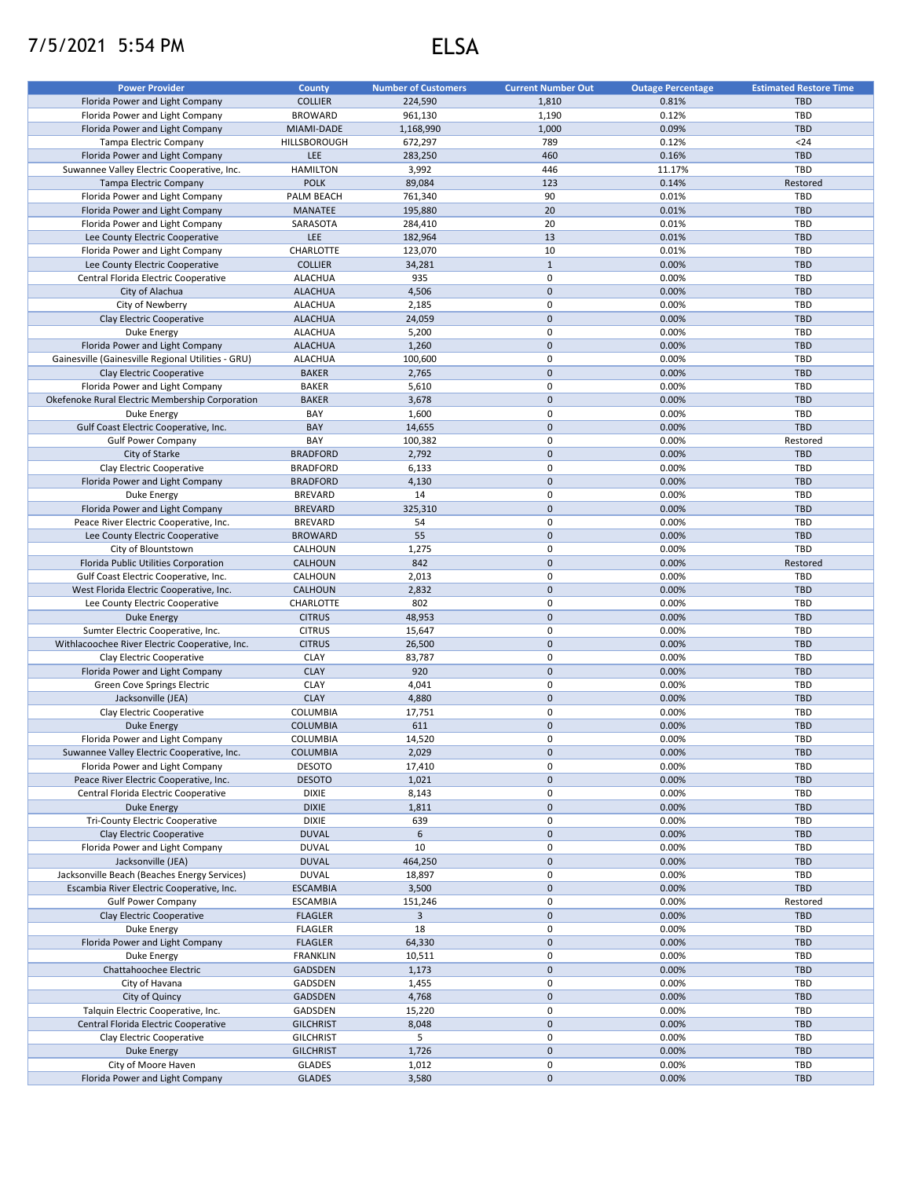7/5/2021 5:54 PM

# ELSA

| Power Provider | County | Number of Customers | Current Number Out | Outage Percentage | Estimated Restore Time |
|---|---|---|---|---|---|
| Florida Power and Light Company | COLLIER | 224,590 | 1,810 | 0.81% | TBD |
| Florida Power and Light Company | BROWARD | 961,130 | 1,190 | 0.12% | TBD |
| Florida Power and Light Company | MIAMI-DADE | 1,168,990 | 1,000 | 0.09% | TBD |
| Tampa Electric Company | HILLSBOROUGH | 672,297 | 789 | 0.12% | <24 |
| Florida Power and Light Company | LEE | 283,250 | 460 | 0.16% | TBD |
| Suwannee Valley Electric Cooperative, Inc. | HAMILTON | 3,992 | 446 | 11.17% | TBD |
| Tampa Electric Company | POLK | 89,084 | 123 | 0.14% | Restored |
| Florida Power and Light Company | PALM BEACH | 761,340 | 90 | 0.01% | TBD |
| Florida Power and Light Company | MANATEE | 195,880 | 20 | 0.01% | TBD |
| Florida Power and Light Company | SARASOTA | 284,410 | 20 | 0.01% | TBD |
| Lee County Electric Cooperative | LEE | 182,964 | 13 | 0.01% | TBD |
| Florida Power and Light Company | CHARLOTTE | 123,070 | 10 | 0.01% | TBD |
| Lee County Electric Cooperative | COLLIER | 34,281 | 1 | 0.00% | TBD |
| Central Florida Electric Cooperative | ALACHUA | 935 | 0 | 0.00% | TBD |
| City of Alachua | ALACHUA | 4,506 | 0 | 0.00% | TBD |
| City of Newberry | ALACHUA | 2,185 | 0 | 0.00% | TBD |
| Clay Electric Cooperative | ALACHUA | 24,059 | 0 | 0.00% | TBD |
| Duke Energy | ALACHUA | 5,200 | 0 | 0.00% | TBD |
| Florida Power and Light Company | ALACHUA | 1,260 | 0 | 0.00% | TBD |
| Gainesville (Gainesville Regional Utilities - GRU) | ALACHUA | 100,600 | 0 | 0.00% | TBD |
| Clay Electric Cooperative | BAKER | 2,765 | 0 | 0.00% | TBD |
| Florida Power and Light Company | BAKER | 5,610 | 0 | 0.00% | TBD |
| Okefenoke Rural Electric Membership Corporation | BAKER | 3,678 | 0 | 0.00% | TBD |
| Duke Energy | BAY | 1,600 | 0 | 0.00% | TBD |
| Gulf Coast Electric Cooperative, Inc. | BAY | 14,655 | 0 | 0.00% | TBD |
| Gulf Power Company | BAY | 100,382 | 0 | 0.00% | Restored |
| City of Starke | BRADFORD | 2,792 | 0 | 0.00% | TBD |
| Clay Electric Cooperative | BRADFORD | 6,133 | 0 | 0.00% | TBD |
| Florida Power and Light Company | BRADFORD | 4,130 | 0 | 0.00% | TBD |
| Duke Energy | BREVARD | 14 | 0 | 0.00% | TBD |
| Florida Power and Light Company | BREVARD | 325,310 | 0 | 0.00% | TBD |
| Peace River Electric Cooperative, Inc. | BREVARD | 54 | 0 | 0.00% | TBD |
| Lee County Electric Cooperative | BROWARD | 55 | 0 | 0.00% | TBD |
| City of Blountstown | CALHOUN | 1,275 | 0 | 0.00% | TBD |
| Florida Public Utilities Corporation | CALHOUN | 842 | 0 | 0.00% | Restored |
| Gulf Coast Electric Cooperative, Inc. | CALHOUN | 2,013 | 0 | 0.00% | TBD |
| West Florida Electric Cooperative, Inc. | CALHOUN | 2,832 | 0 | 0.00% | TBD |
| Lee County Electric Cooperative | CHARLOTTE | 802 | 0 | 0.00% | TBD |
| Duke Energy | CITRUS | 48,953 | 0 | 0.00% | TBD |
| Sumter Electric Cooperative, Inc. | CITRUS | 15,647 | 0 | 0.00% | TBD |
| Withlacoochee River Electric Cooperative, Inc. | CITRUS | 26,500 | 0 | 0.00% | TBD |
| Clay Electric Cooperative | CLAY | 83,787 | 0 | 0.00% | TBD |
| Florida Power and Light Company | CLAY | 920 | 0 | 0.00% | TBD |
| Green Cove Springs Electric | CLAY | 4,041 | 0 | 0.00% | TBD |
| Jacksonville (JEA) | CLAY | 4,880 | 0 | 0.00% | TBD |
| Clay Electric Cooperative | COLUMBIA | 17,751 | 0 | 0.00% | TBD |
| Duke Energy | COLUMBIA | 611 | 0 | 0.00% | TBD |
| Florida Power and Light Company | COLUMBIA | 14,520 | 0 | 0.00% | TBD |
| Suwannee Valley Electric Cooperative, Inc. | COLUMBIA | 2,029 | 0 | 0.00% | TBD |
| Florida Power and Light Company | DESOTO | 17,410 | 0 | 0.00% | TBD |
| Peace River Electric Cooperative, Inc. | DESOTO | 1,021 | 0 | 0.00% | TBD |
| Central Florida Electric Cooperative | DIXIE | 8,143 | 0 | 0.00% | TBD |
| Duke Energy | DIXIE | 1,811 | 0 | 0.00% | TBD |
| Tri-County Electric Cooperative | DIXIE | 639 | 0 | 0.00% | TBD |
| Clay Electric Cooperative | DUVAL | 6 | 0 | 0.00% | TBD |
| Florida Power and Light Company | DUVAL | 10 | 0 | 0.00% | TBD |
| Jacksonville (JEA) | DUVAL | 464,250 | 0 | 0.00% | TBD |
| Jacksonville Beach (Beaches Energy Services) | DUVAL | 18,897 | 0 | 0.00% | TBD |
| Escambia River Electric Cooperative, Inc. | ESCAMBIA | 3,500 | 0 | 0.00% | TBD |
| Gulf Power Company | ESCAMBIA | 151,246 | 0 | 0.00% | Restored |
| Clay Electric Cooperative | FLAGLER | 3 | 0 | 0.00% | TBD |
| Duke Energy | FLAGLER | 18 | 0 | 0.00% | TBD |
| Florida Power and Light Company | FLAGLER | 64,330 | 0 | 0.00% | TBD |
| Duke Energy | FRANKLIN | 10,511 | 0 | 0.00% | TBD |
| Chattahoochee Electric | GADSDEN | 1,173 | 0 | 0.00% | TBD |
| City of Havana | GADSDEN | 1,455 | 0 | 0.00% | TBD |
| City of Quincy | GADSDEN | 4,768 | 0 | 0.00% | TBD |
| Talquin Electric Cooperative, Inc. | GADSDEN | 15,220 | 0 | 0.00% | TBD |
| Central Florida Electric Cooperative | GILCHRIST | 8,048 | 0 | 0.00% | TBD |
| Clay Electric Cooperative | GILCHRIST | 5 | 0 | 0.00% | TBD |
| Duke Energy | GILCHRIST | 1,726 | 0 | 0.00% | TBD |
| City of Moore Haven | GLADES | 1,012 | 0 | 0.00% | TBD |
| Florida Power and Light Company | GLADES | 3,580 | 0 | 0.00% | TBD |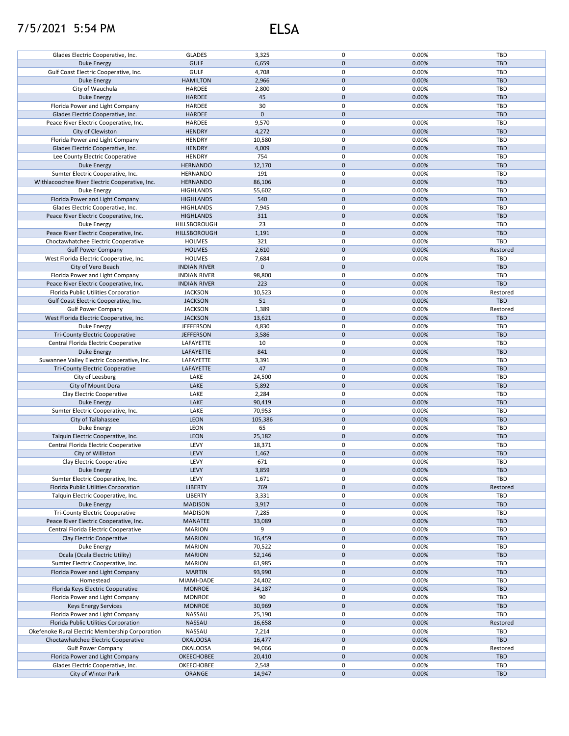# ELSA

| | | | | | |
|---|---|---|---|---|---|
| Glades Electric Cooperative, Inc. | GLADES | 3,325 | 0 | 0.00% | TBD |
| Duke Energy | GULF | 6,659 | 0 | 0.00% | TBD |
| Gulf Coast Electric Cooperative, Inc. | GULF | 4,708 | 0 | 0.00% | TBD |
| Duke Energy | HAMILTON | 2,966 | 0 | 0.00% | TBD |
| City of Wauchula | HARDEE | 2,800 | 0 | 0.00% | TBD |
| Duke Energy | HARDEE | 45 | 0 | 0.00% | TBD |
| Florida Power and Light Company | HARDEE | 30 | 0 | 0.00% | TBD |
| Glades Electric Cooperative, Inc. | HARDEE | 0 | 0 | | TBD |
| Peace River Electric Cooperative, Inc. | HARDEE | 9,570 | 0 | 0.00% | TBD |
| City of Clewiston | HENDRY | 4,272 | 0 | 0.00% | TBD |
| Florida Power and Light Company | HENDRY | 10,580 | 0 | 0.00% | TBD |
| Glades Electric Cooperative, Inc. | HENDRY | 4,009 | 0 | 0.00% | TBD |
| Lee County Electric Cooperative | HENDRY | 754 | 0 | 0.00% | TBD |
| Duke Energy | HERNANDO | 12,170 | 0 | 0.00% | TBD |
| Sumter Electric Cooperative, Inc. | HERNANDO | 191 | 0 | 0.00% | TBD |
| Withlacoochee River Electric Cooperative, Inc. | HERNANDO | 86,106 | 0 | 0.00% | TBD |
| Duke Energy | HIGHLANDS | 55,602 | 0 | 0.00% | TBD |
| Florida Power and Light Company | HIGHLANDS | 540 | 0 | 0.00% | TBD |
| Glades Electric Cooperative, Inc. | HIGHLANDS | 7,945 | 0 | 0.00% | TBD |
| Peace River Electric Cooperative, Inc. | HIGHLANDS | 311 | 0 | 0.00% | TBD |
| Duke Energy | HILLSBOROUGH | 23 | 0 | 0.00% | TBD |
| Peace River Electric Cooperative, Inc. | HILLSBOROUGH | 1,191 | 0 | 0.00% | TBD |
| Choctawhatchee Electric Cooperative | HOLMES | 321 | 0 | 0.00% | TBD |
| Gulf Power Company | HOLMES | 2,610 | 0 | 0.00% | Restored |
| West Florida Electric Cooperative, Inc. | HOLMES | 7,684 | 0 | 0.00% | TBD |
| City of Vero Beach | INDIAN RIVER | 0 | 0 | | TBD |
| Florida Power and Light Company | INDIAN RIVER | 98,800 | 0 | 0.00% | TBD |
| Peace River Electric Cooperative, Inc. | INDIAN RIVER | 223 | 0 | 0.00% | TBD |
| Florida Public Utilities Corporation | JACKSON | 10,523 | 0 | 0.00% | Restored |
| Gulf Coast Electric Cooperative, Inc. | JACKSON | 51 | 0 | 0.00% | TBD |
| Gulf Power Company | JACKSON | 1,389 | 0 | 0.00% | Restored |
| West Florida Electric Cooperative, Inc. | JACKSON | 13,621 | 0 | 0.00% | TBD |
| Duke Energy | JEFFERSON | 4,830 | 0 | 0.00% | TBD |
| Tri-County Electric Cooperative | JEFFERSON | 3,586 | 0 | 0.00% | TBD |
| Central Florida Electric Cooperative | LAFAYETTE | 10 | 0 | 0.00% | TBD |
| Duke Energy | LAFAYETTE | 841 | 0 | 0.00% | TBD |
| Suwannee Valley Electric Cooperative, Inc. | LAFAYETTE | 3,391 | 0 | 0.00% | TBD |
| Tri-County Electric Cooperative | LAFAYETTE | 47 | 0 | 0.00% | TBD |
| City of Leesburg | LAKE | 24,500 | 0 | 0.00% | TBD |
| City of Mount Dora | LAKE | 5,892 | 0 | 0.00% | TBD |
| Clay Electric Cooperative | LAKE | 2,284 | 0 | 0.00% | TBD |
| Duke Energy | LAKE | 90,419 | 0 | 0.00% | TBD |
| Sumter Electric Cooperative, Inc. | LAKE | 70,953 | 0 | 0.00% | TBD |
| City of Tallahassee | LEON | 105,386 | 0 | 0.00% | TBD |
| Duke Energy | LEON | 65 | 0 | 0.00% | TBD |
| Talquin Electric Cooperative, Inc. | LEON | 25,182 | 0 | 0.00% | TBD |
| Central Florida Electric Cooperative | LEVY | 18,371 | 0 | 0.00% | TBD |
| City of Williston | LEVY | 1,462 | 0 | 0.00% | TBD |
| Clay Electric Cooperative | LEVY | 671 | 0 | 0.00% | TBD |
| Duke Energy | LEVY | 3,859 | 0 | 0.00% | TBD |
| Sumter Electric Cooperative, Inc. | LEVY | 1,671 | 0 | 0.00% | TBD |
| Florida Public Utilities Corporation | LIBERTY | 769 | 0 | 0.00% | Restored |
| Talquin Electric Cooperative, Inc. | LIBERTY | 3,331 | 0 | 0.00% | TBD |
| Duke Energy | MADISON | 3,917 | 0 | 0.00% | TBD |
| Tri-County Electric Cooperative | MADISON | 7,285 | 0 | 0.00% | TBD |
| Peace River Electric Cooperative, Inc. | MANATEE | 33,089 | 0 | 0.00% | TBD |
| Central Florida Electric Cooperative | MARION | 9 | 0 | 0.00% | TBD |
| Clay Electric Cooperative | MARION | 16,459 | 0 | 0.00% | TBD |
| Duke Energy | MARION | 70,522 | 0 | 0.00% | TBD |
| Ocala (Ocala Electric Utility) | MARION | 52,146 | 0 | 0.00% | TBD |
| Sumter Electric Cooperative, Inc. | MARION | 61,985 | 0 | 0.00% | TBD |
| Florida Power and Light Company | MARTIN | 93,990 | 0 | 0.00% | TBD |
| Homestead | MIAMI-DADE | 24,402 | 0 | 0.00% | TBD |
| Florida Keys Electric Cooperative | MONROE | 34,187 | 0 | 0.00% | TBD |
| Florida Power and Light Company | MONROE | 90 | 0 | 0.00% | TBD |
| Keys Energy Services | MONROE | 30,969 | 0 | 0.00% | TBD |
| Florida Power and Light Company | NASSAU | 25,190 | 0 | 0.00% | TBD |
| Florida Public Utilities Corporation | NASSAU | 16,658 | 0 | 0.00% | Restored |
| Okefenoke Rural Electric Membership Corporation | NASSAU | 7,214 | 0 | 0.00% | TBD |
| Choctawhatchee Electric Cooperative | OKALOOSA | 16,477 | 0 | 0.00% | TBD |
| Gulf Power Company | OKALOOSA | 94,066 | 0 | 0.00% | Restored |
| Florida Power and Light Company | OKEECHOBEE | 20,410 | 0 | 0.00% | TBD |
| Glades Electric Cooperative, Inc. | OKEECHOBEE | 2,548 | 0 | 0.00% | TBD |
| City of Winter Park | ORANGE | 14,947 | 0 | 0.00% | TBD |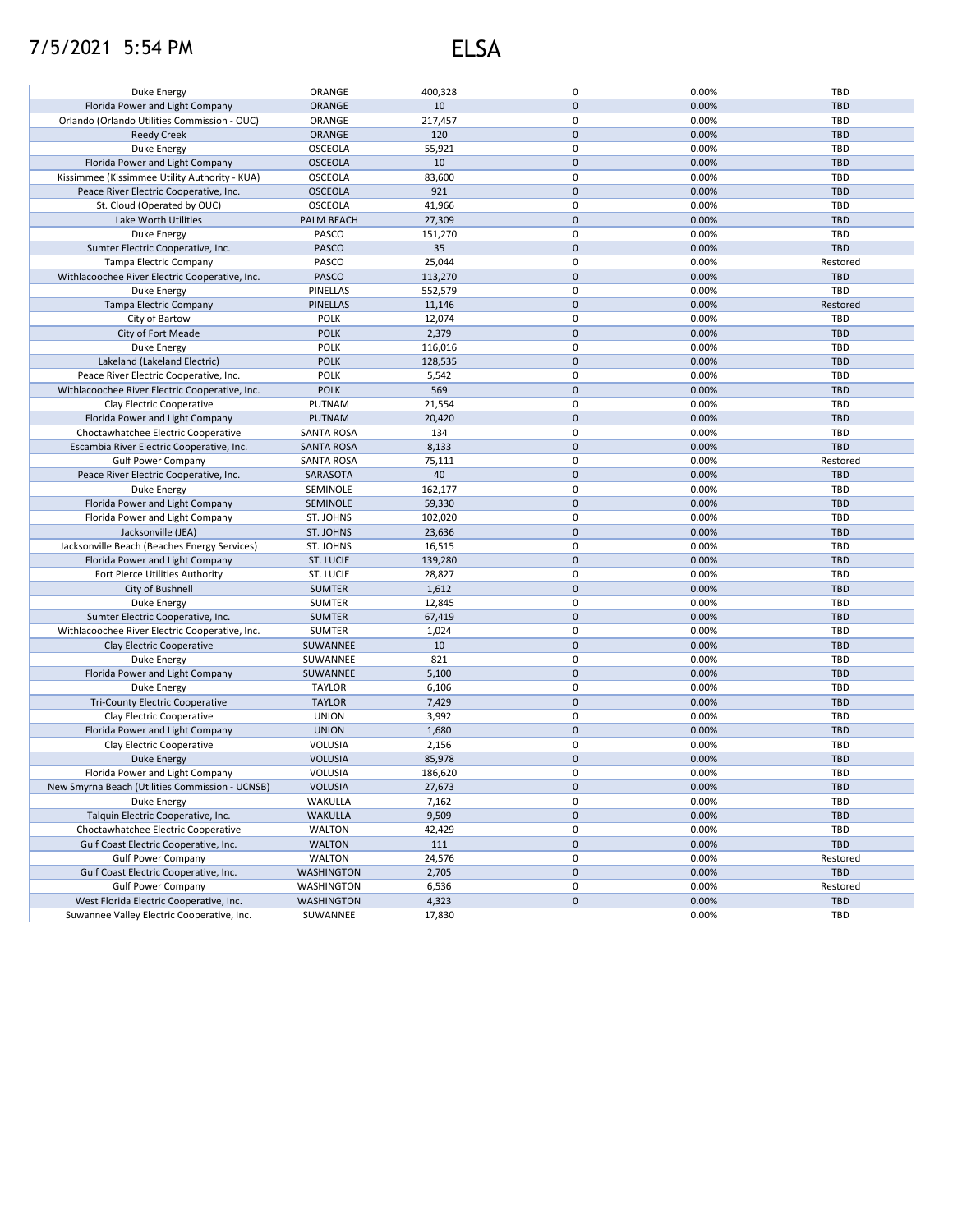7/5/2021 5:54 PM

# ELSA

| | | | | | |
|---|---|---|---|---|---|
| Duke Energy | ORANGE | 400,328 | 0 | 0.00% | TBD |
| Florida Power and Light Company | ORANGE | 10 | 0 | 0.00% | TBD |
| Orlando (Orlando Utilities Commission - OUC) | ORANGE | 217,457 | 0 | 0.00% | TBD |
| Reedy Creek | ORANGE | 120 | 0 | 0.00% | TBD |
| Duke Energy | OSCEOLA | 55,921 | 0 | 0.00% | TBD |
| Florida Power and Light Company | OSCEOLA | 10 | 0 | 0.00% | TBD |
| Kissimmee (Kissimmee Utility Authority - KUA) | OSCEOLA | 83,600 | 0 | 0.00% | TBD |
| Peace River Electric Cooperative, Inc. | OSCEOLA | 921 | 0 | 0.00% | TBD |
| St. Cloud (Operated by OUC) | OSCEOLA | 41,966 | 0 | 0.00% | TBD |
| Lake Worth Utilities | PALM BEACH | 27,309 | 0 | 0.00% | TBD |
| Duke Energy | PASCO | 151,270 | 0 | 0.00% | TBD |
| Sumter Electric Cooperative, Inc. | PASCO | 35 | 0 | 0.00% | TBD |
| Tampa Electric Company | PASCO | 25,044 | 0 | 0.00% | Restored |
| Withlacoochee River Electric Cooperative, Inc. | PASCO | 113,270 | 0 | 0.00% | TBD |
| Duke Energy | PINELLAS | 552,579 | 0 | 0.00% | TBD |
| Tampa Electric Company | PINELLAS | 11,146 | 0 | 0.00% | Restored |
| City of Bartow | POLK | 12,074 | 0 | 0.00% | TBD |
| City of Fort Meade | POLK | 2,379 | 0 | 0.00% | TBD |
| Duke Energy | POLK | 116,016 | 0 | 0.00% | TBD |
| Lakeland (Lakeland Electric) | POLK | 128,535 | 0 | 0.00% | TBD |
| Peace River Electric Cooperative, Inc. | POLK | 5,542 | 0 | 0.00% | TBD |
| Withlacoochee River Electric Cooperative, Inc. | POLK | 569 | 0 | 0.00% | TBD |
| Clay Electric Cooperative | PUTNAM | 21,554 | 0 | 0.00% | TBD |
| Florida Power and Light Company | PUTNAM | 20,420 | 0 | 0.00% | TBD |
| Choctawhatchee Electric Cooperative | SANTA ROSA | 134 | 0 | 0.00% | TBD |
| Escambia River Electric Cooperative, Inc. | SANTA ROSA | 8,133 | 0 | 0.00% | TBD |
| Gulf Power Company | SANTA ROSA | 75,111 | 0 | 0.00% | Restored |
| Peace River Electric Cooperative, Inc. | SARASOTA | 40 | 0 | 0.00% | TBD |
| Duke Energy | SEMINOLE | 162,177 | 0 | 0.00% | TBD |
| Florida Power and Light Company | SEMINOLE | 59,330 | 0 | 0.00% | TBD |
| Florida Power and Light Company | ST. JOHNS | 102,020 | 0 | 0.00% | TBD |
| Jacksonville (JEA) | ST. JOHNS | 23,636 | 0 | 0.00% | TBD |
| Jacksonville Beach (Beaches Energy Services) | ST. JOHNS | 16,515 | 0 | 0.00% | TBD |
| Florida Power and Light Company | ST. LUCIE | 139,280 | 0 | 0.00% | TBD |
| Fort Pierce Utilities Authority | ST. LUCIE | 28,827 | 0 | 0.00% | TBD |
| City of Bushnell | SUMTER | 1,612 | 0 | 0.00% | TBD |
| Duke Energy | SUMTER | 12,845 | 0 | 0.00% | TBD |
| Sumter Electric Cooperative, Inc. | SUMTER | 67,419 | 0 | 0.00% | TBD |
| Withlacoochee River Electric Cooperative, Inc. | SUMTER | 1,024 | 0 | 0.00% | TBD |
| Clay Electric Cooperative | SUWANNEE | 10 | 0 | 0.00% | TBD |
| Duke Energy | SUWANNEE | 821 | 0 | 0.00% | TBD |
| Florida Power and Light Company | SUWANNEE | 5,100 | 0 | 0.00% | TBD |
| Duke Energy | TAYLOR | 6,106 | 0 | 0.00% | TBD |
| Tri-County Electric Cooperative | TAYLOR | 7,429 | 0 | 0.00% | TBD |
| Clay Electric Cooperative | UNION | 3,992 | 0 | 0.00% | TBD |
| Florida Power and Light Company | UNION | 1,680 | 0 | 0.00% | TBD |
| Clay Electric Cooperative | VOLUSIA | 2,156 | 0 | 0.00% | TBD |
| Duke Energy | VOLUSIA | 85,978 | 0 | 0.00% | TBD |
| Florida Power and Light Company | VOLUSIA | 186,620 | 0 | 0.00% | TBD |
| New Smyrna Beach (Utilities Commission - UCNSB) | VOLUSIA | 27,673 | 0 | 0.00% | TBD |
| Duke Energy | WAKULLA | 7,162 | 0 | 0.00% | TBD |
| Talquin Electric Cooperative, Inc. | WAKULLA | 9,509 | 0 | 0.00% | TBD |
| Choctawhatchee Electric Cooperative | WALTON | 42,429 | 0 | 0.00% | TBD |
| Gulf Coast Electric Cooperative, Inc. | WALTON | 111 | 0 | 0.00% | TBD |
| Gulf Power Company | WALTON | 24,576 | 0 | 0.00% | Restored |
| Gulf Coast Electric Cooperative, Inc. | WASHINGTON | 2,705 | 0 | 0.00% | TBD |
| Gulf Power Company | WASHINGTON | 6,536 | 0 | 0.00% | Restored |
| West Florida Electric Cooperative, Inc. | WASHINGTON | 4,323 | 0 | 0.00% | TBD |
| Suwannee Valley Electric Cooperative, Inc. | SUWANNEE | 17,830 | | 0.00% | TBD |